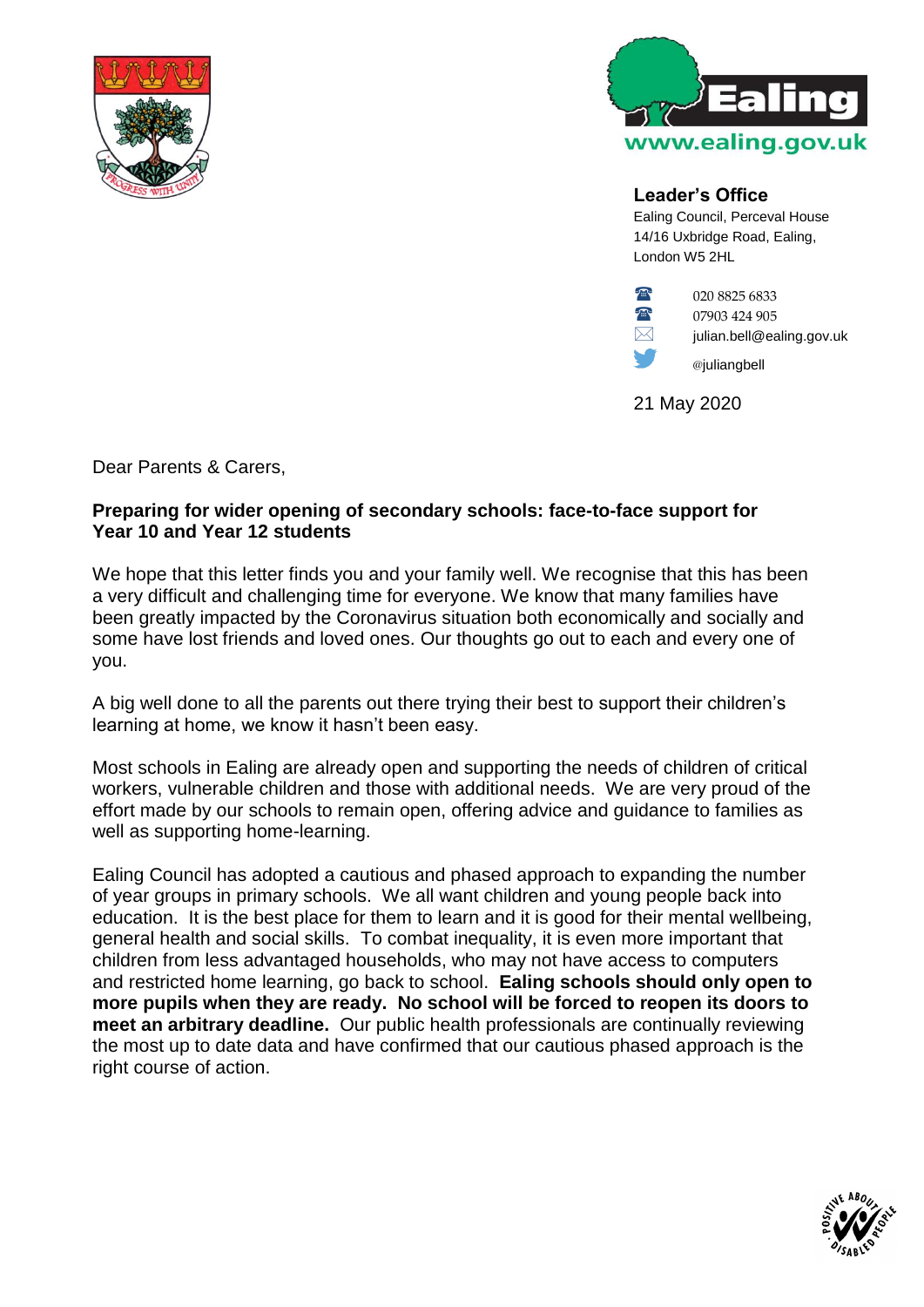www.ealing.gov.uk

**Leader's Office**
Ealing Council, Perceval House
14/16 Uxbridge Road, Ealing,
London W5 2HL

020 8825 6833
07903 424 905
julian.bell@ealing.gov.uk
@juliangbell

21 May 2020

Dear Parents & Carers,

**Preparing for wider opening of secondary schools: face-to-face support for Year 10 and Year 12 students**

We hope that this letter finds you and your family well. We recognise that this has been a very difficult and challenging time for everyone. We know that many families have been greatly impacted by the Coronavirus situation both economically and socially and some have lost friends and loved ones. Our thoughts go out to each and every one of you.

A big well done to all the parents out there trying their best to support their children's learning at home, we know it hasn't been easy.

Most schools in Ealing are already open and supporting the needs of children of critical workers, vulnerable children and those with additional needs. We are very proud of the effort made by our schools to remain open, offering advice and guidance to families as well as supporting home-learning.

Ealing Council has adopted a cautious and phased approach to expanding the number of year groups in primary schools. We all want children and young people back into education. It is the best place for them to learn and it is good for their mental wellbeing, general health and social skills. To combat inequality, it is even more important that children from less advantaged households, who may not have access to computers and restricted home learning, go back to school. **Ealing schools should only open to more pupils when they are ready. No school will be forced to reopen its doors to meet an arbitrary deadline.** Our public health professionals are continually reviewing the most up to date data and have confirmed that our cautious phased approach is the right course of action.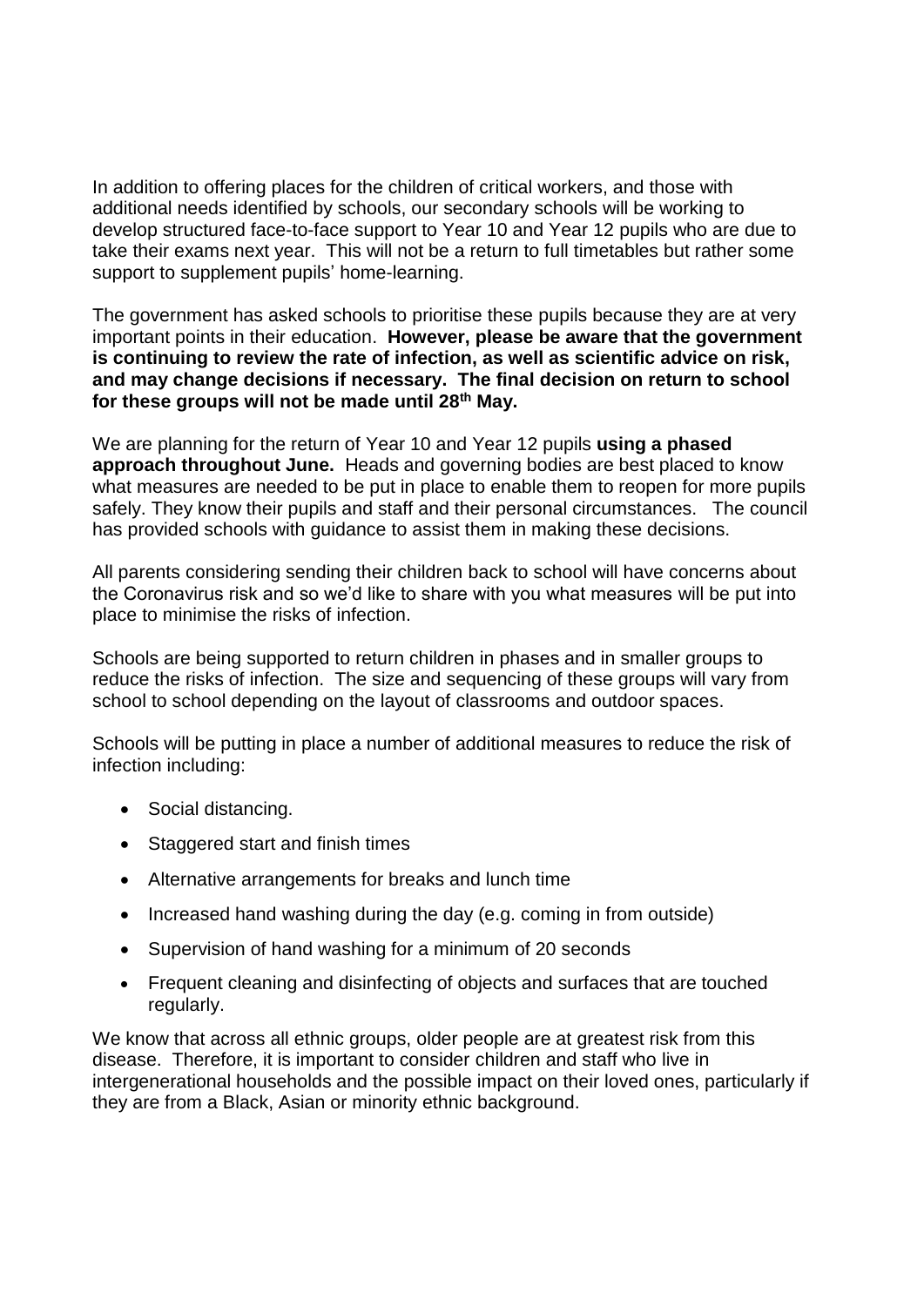In addition to offering places for the children of critical workers, and those with additional needs identified by schools, our secondary schools will be working to develop structured face-to-face support to Year 10 and Year 12 pupils who are due to take their exams next year. This will not be a return to full timetables but rather some support to supplement pupils' home-learning.

The government has asked schools to prioritise these pupils because they are at very important points in their education. **However, please be aware that the government is continuing to review the rate of infection, as well as scientific advice on risk, and may change decisions if necessary. The final decision on return to school for these groups will not be made until 28th May.**

We are planning for the return of Year 10 and Year 12 pupils **using a phased approach throughout June.** Heads and governing bodies are best placed to know what measures are needed to be put in place to enable them to reopen for more pupils safely. They know their pupils and staff and their personal circumstances. The council has provided schools with guidance to assist them in making these decisions.

All parents considering sending their children back to school will have concerns about the Coronavirus risk and so we'd like to share with you what measures will be put into place to minimise the risks of infection.

Schools are being supported to return children in phases and in smaller groups to reduce the risks of infection. The size and sequencing of these groups will vary from school to school depending on the layout of classrooms and outdoor spaces.

Schools will be putting in place a number of additional measures to reduce the risk of infection including:

- Social distancing.
- Staggered start and finish times
- Alternative arrangements for breaks and lunch time
- Increased hand washing during the day (e.g. coming in from outside)
- Supervision of hand washing for a minimum of 20 seconds
- Frequent cleaning and disinfecting of objects and surfaces that are touched regularly.

We know that across all ethnic groups, older people are at greatest risk from this disease. Therefore, it is important to consider children and staff who live in intergenerational households and the possible impact on their loved ones, particularly if they are from a Black, Asian or minority ethnic background.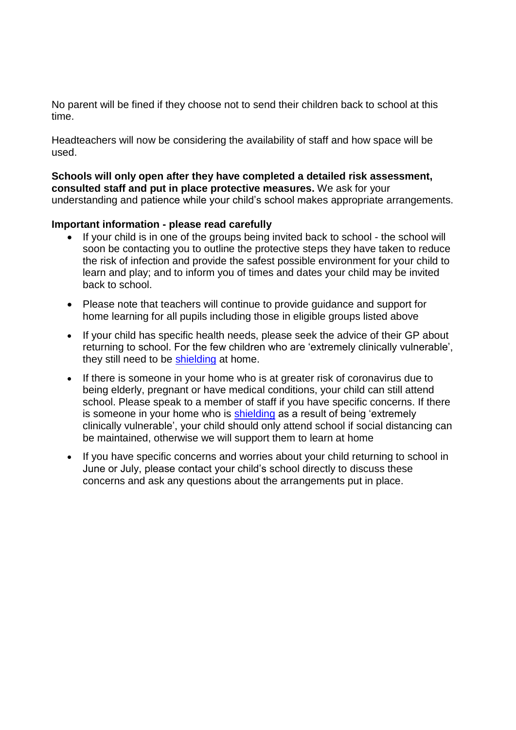No parent will be fined if they choose not to send their children back to school at this time.

Headteachers will now be considering the availability of staff and how space will be used.

**Schools will only open after they have completed a detailed risk assessment, consulted staff and put in place protective measures.** We ask for your understanding and patience while your child's school makes appropriate arrangements.

**Important information - please read carefully**

- If your child is in one of the groups being invited back to school - the school will soon be contacting you to outline the protective steps they have taken to reduce the risk of infection and provide the safest possible environment for your child to learn and play; and to inform you of times and dates your child may be invited back to school.

- Please note that teachers will continue to provide guidance and support for home learning for all pupils including those in eligible groups listed above

- If your child has specific health needs, please seek the advice of their GP about returning to school. For the few children who are 'extremely clinically vulnerable', they still need to be shielding at home.

- If there is someone in your home who is at greater risk of coronavirus due to being elderly, pregnant or have medical conditions, your child can still attend school. Please speak to a member of staff if you have specific concerns. If there is someone in your home who is shielding as a result of being 'extremely clinically vulnerable', your child should only attend school if social distancing can be maintained, otherwise we will support them to learn at home

- If you have specific concerns and worries about your child returning to school in June or July, please contact your child's school directly to discuss these concerns and ask any questions about the arrangements put in place.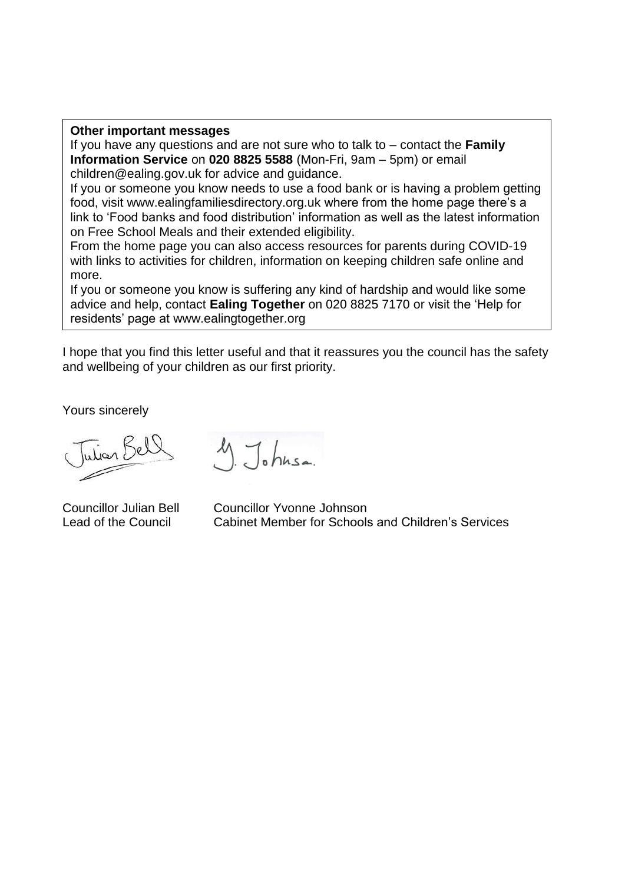**Other important messages**

If you have any questions and are not sure who to talk to – contact the **Family Information Service** on **020 8825 5588** (Mon-Fri, 9am – 5pm) or email children@ealing.gov.uk for advice and guidance.

If you or someone you know needs to use a food bank or is having a problem getting food, visit www.ealingfamiliesdirectory.org.uk where from the home page there's a link to 'Food banks and food distribution' information as well as the latest information on Free School Meals and their extended eligibility.

From the home page you can also access resources for parents during COVID-19 with links to activities for children, information on keeping children safe online and more.

If you or someone you know is suffering any kind of hardship and would like some advice and help, contact **Ealing Together** on 020 8825 7170 or visit the 'Help for residents' page at www.ealingtogether.org

I hope that you find this letter useful and that it reassures you the council has the safety and wellbeing of your children as our first priority.

Yours sincerely

Councillor Julian Bell
Lead of the Council

Councillor Yvonne Johnson
Cabinet Member for Schools and Children's Services